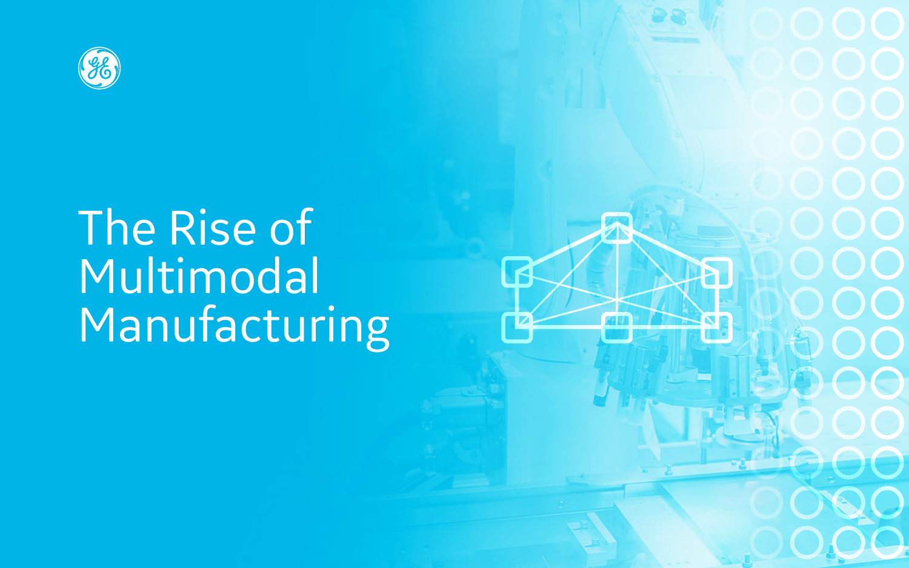# The Rise of Multimodal Manufacturing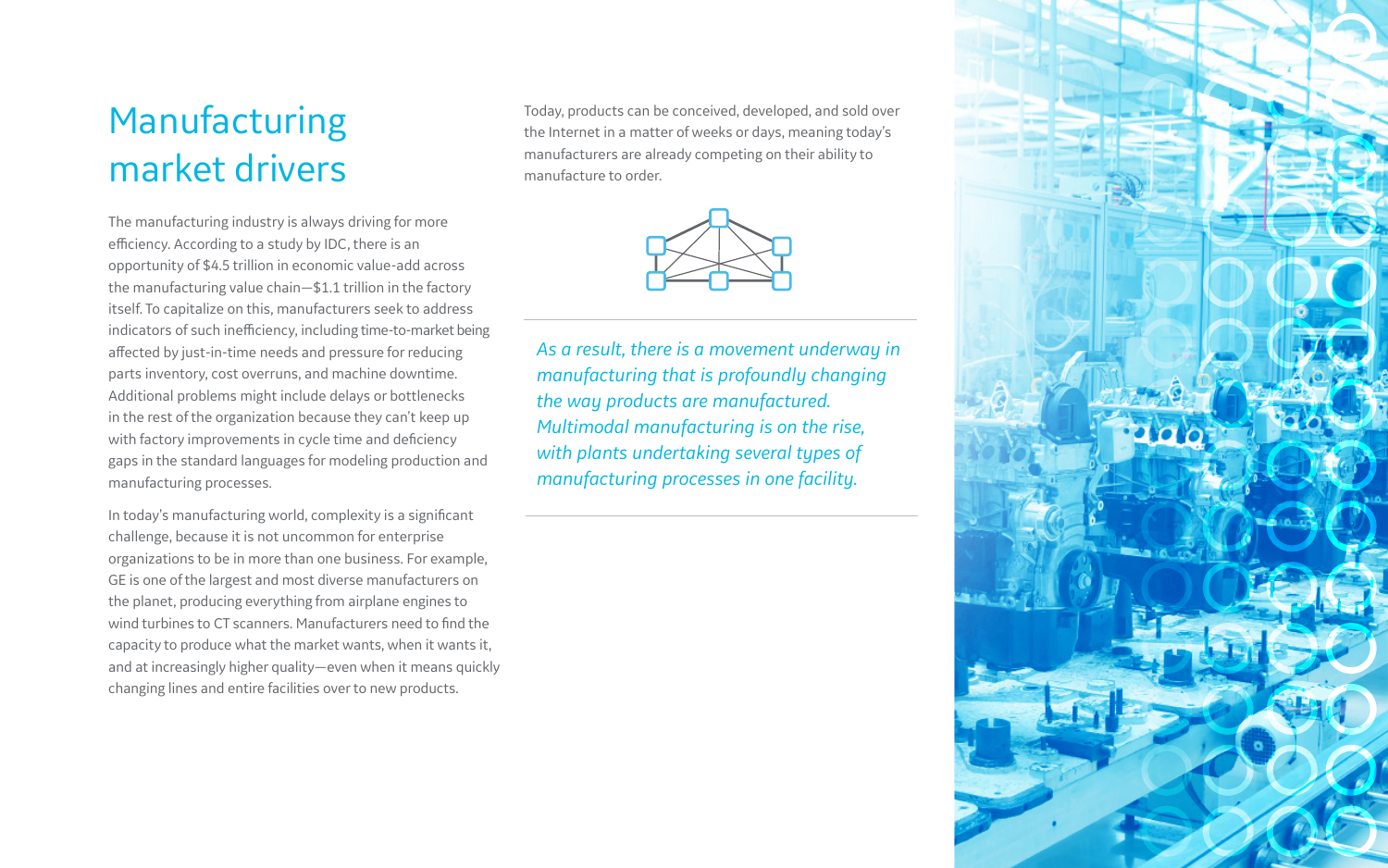# Manufacturing market drivers

The manufacturing industry is always driving for more efficiency. According to a study by IDC, there is an opportunity of $4.5 trillion in economic value-add across the manufacturing value chain—$1.1 trillion in the factory itself. To capitalize on this, manufacturers seek to address indicators of such inefficiency, including time-to-market being affected by just-in-time needs and pressure for reducing parts inventory, cost overruns, and machine downtime. Additional problems might include delays or bottlenecks in the rest of the organization because they can't keep up with factory improvements in cycle time and deficiency gaps in the standard languages for modeling production and manufacturing processes.

In today's manufacturing world, complexity is a significant challenge, because it is not uncommon for enterprise organizations to be in more than one business. For example, GE is one of the largest and most diverse manufacturers on the planet, producing everything from airplane engines to wind turbines to CT scanners. Manufacturers need to find the capacity to produce what the market wants, when it wants it, and at increasingly higher quality—even when it means quickly changing lines and entire facilities over to new products.

Today, products can be conceived, developed, and sold over the Internet in a matter of weeks or days, meaning today's manufacturers are already competing on their ability to manufacture to order.

*As a result, there is a movement underway in manufacturing that is profoundly changing the way products are manufactured. Multimodal manufacturing is on the rise, with plants undertaking several types of manufacturing processes in one facility.*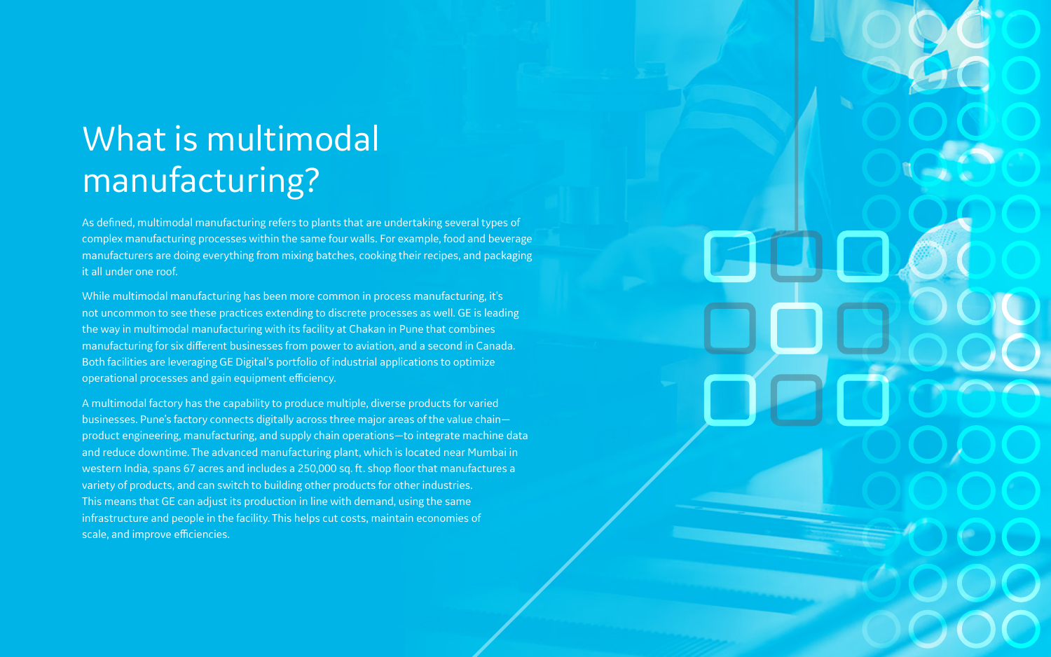# What is multimodal manufacturing?

As defined, multimodal manufacturing refers to plants that are undertaking several types of complex manufacturing processes within the same four walls. For example, food and beverage manufacturers are doing everything from mixing batches, cooking their recipes, and packaging it all under one roof.

While multimodal manufacturing has been more common in process manufacturing, it's not uncommon to see these practices extending to discrete processes as well. GE is leading the way in multimodal manufacturing with its facility at Chakan in Pune that combines manufacturing for six different businesses from power to aviation, and a second in Canada. Both facilities are leveraging GE Digital's portfolio of industrial applications to optimize operational processes and gain equipment efficiency.

A multimodal factory has the capability to produce multiple, diverse products for varied businesses. Pune's factory connects digitally across three major areas of the value chain—product engineering, manufacturing, and supply chain operations—to integrate machine data and reduce downtime. The advanced manufacturing plant, which is located near Mumbai in western India, spans 67 acres and includes a 250,000 sq. ft. shop floor that manufactures a variety of products, and can switch to building other products for other industries. This means that GE can adjust its production in line with demand, using the same infrastructure and people in the facility. This helps cut costs, maintain economies of scale, and improve efficiencies.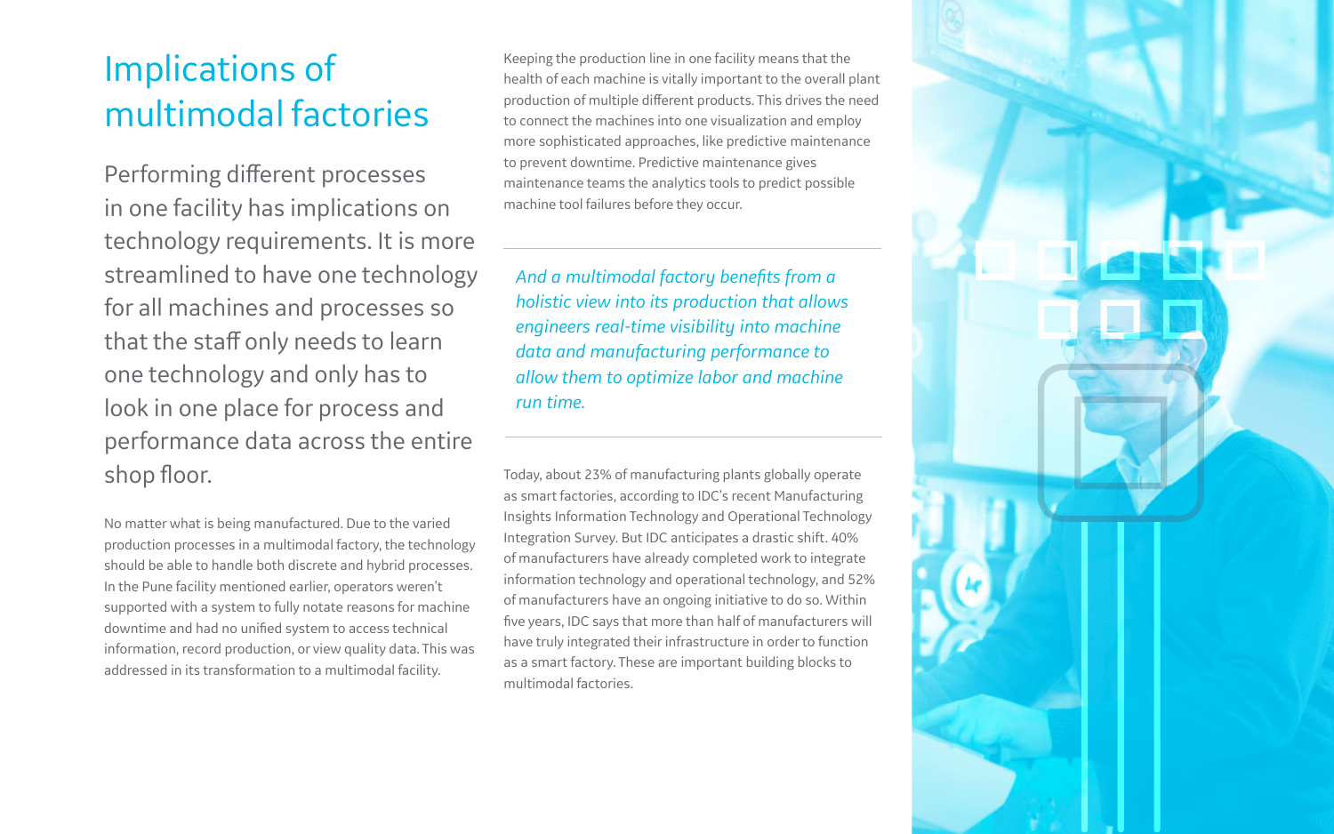# Implications of multimodal factories

Performing different processes in one facility has implications on technology requirements. It is more streamlined to have one technology for all machines and processes so that the staff only needs to learn one technology and only has to look in one place for process and performance data across the entire shop floor.

No matter what is being manufactured. Due to the varied production processes in a multimodal factory, the technology should be able to handle both discrete and hybrid processes. In the Pune facility mentioned earlier, operators weren't supported with a system to fully notate reasons for machine downtime and had no unified system to access technical information, record production, or view quality data. This was addressed in its transformation to a multimodal facility.

Keeping the production line in one facility means that the health of each machine is vitally important to the overall plant production of multiple different products. This drives the need to connect the machines into one visualization and employ more sophisticated approaches, like predictive maintenance to prevent downtime. Predictive maintenance gives maintenance teams the analytics tools to predict possible machine tool failures before they occur.

---

*And a multimodal factory benefits from a holistic view into its production that allows engineers real-time visibility into machine data and manufacturing performance to allow them to optimize labor and machine run time.*

---

Today, about 23% of manufacturing plants globally operate as smart factories, according to IDC's recent Manufacturing Insights Information Technology and Operational Technology Integration Survey. But IDC anticipates a drastic shift. 40% of manufacturers have already completed work to integrate information technology and operational technology, and 52% of manufacturers have an ongoing initiative to do so. Within five years, IDC says that more than half of manufacturers will have truly integrated their infrastructure in order to function as a smart factory. These are important building blocks to multimodal factories.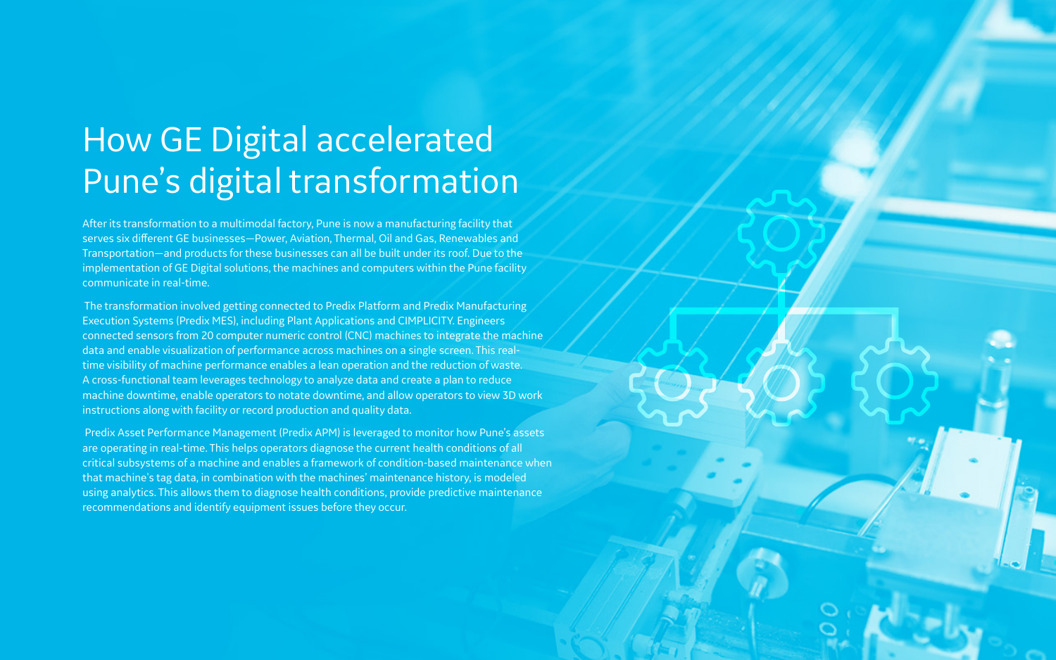# How GE Digital accelerated Pune's digital transformation

After its transformation to a multimodal factory, Pune is now a manufacturing facility that serves six different GE businesses—Power, Aviation, Thermal, Oil and Gas, Renewables and Transportation—and products for these businesses can all be built under its roof. Due to the implementation of GE Digital solutions, the machines and computers within the Pune facility communicate in real-time.

The transformation involved getting connected to Predix Platform and Predix Manufacturing Execution Systems (Predix MES), including Plant Applications and CIMPLICITY. Engineers connected sensors from 20 computer numeric control (CNC) machines to integrate the machine data and enable visualization of performance across machines on a single screen. This real-time visibility of machine performance enables a lean operation and the reduction of waste. A cross-functional team leverages technology to analyze data and create a plan to reduce machine downtime, enable operators to notate downtime, and allow operators to view 3D work instructions along with facility or record production and quality data.

Predix Asset Performance Management (Predix APM) is leveraged to monitor how Pune's assets are operating in real-time. This helps operators diagnose the current health conditions of all critical subsystems of a machine and enables a framework of condition-based maintenance when that machine's tag data, in combination with the machines' maintenance history, is modeled using analytics. This allows them to diagnose health conditions, provide predictive maintenance recommendations and identify equipment issues before they occur.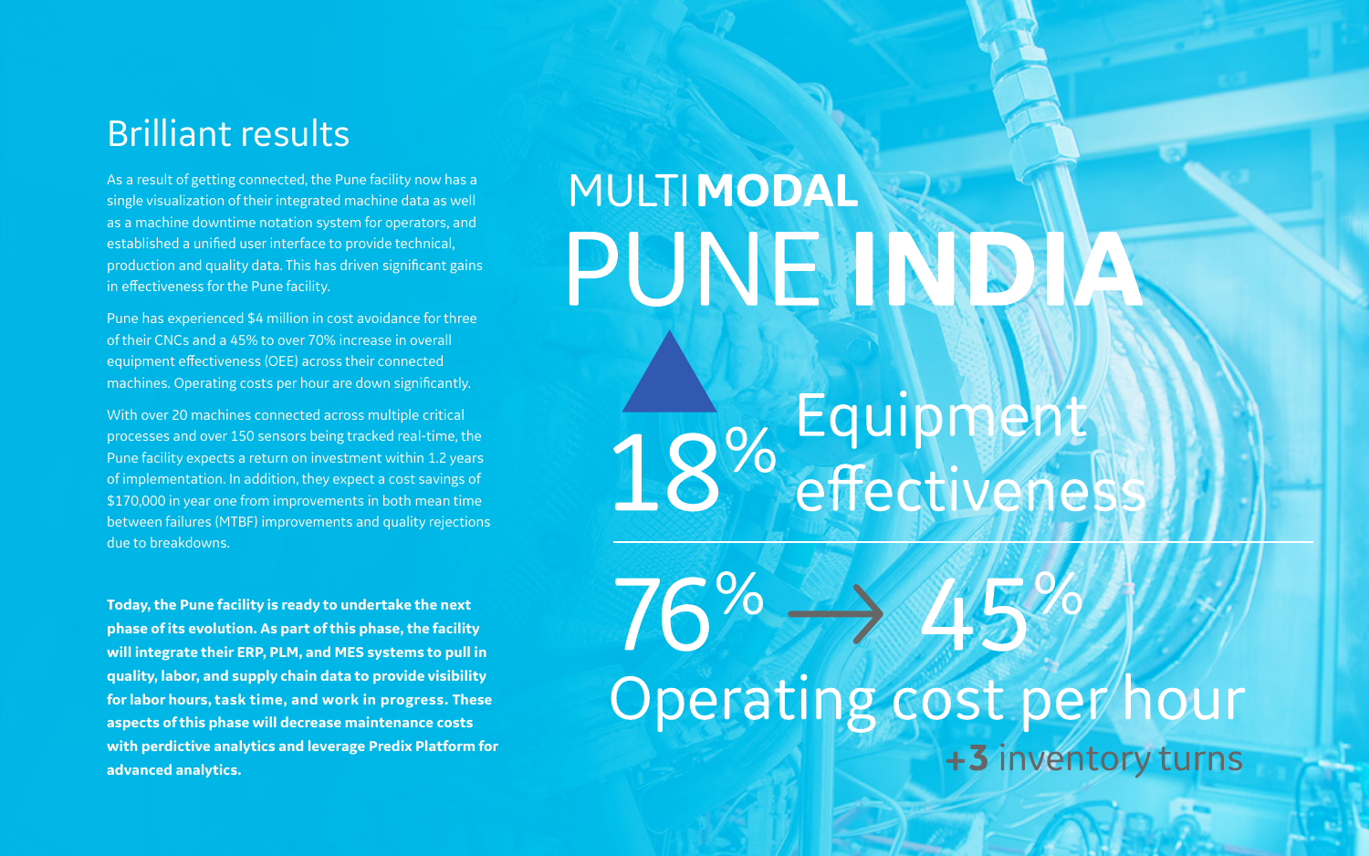## Brilliant results

As a result of getting connected, the Pune facility now has a single visualization of their integrated machine data as well as a machine downtime notation system for operators, and established a unified user interface to provide technical, production and quality data. This has driven significant gains in effectiveness for the Pune facility.

Pune has experienced $4 million in cost avoidance for three of their CNCs and a 45% to over 70% increase in overall equipment effectiveness (OEE) across their connected machines. Operating costs per hour are down significantly.

With over 20 machines connected across multiple critical processes and over 150 sensors being tracked real-time, the Pune facility expects a return on investment within 1.2 years of implementation. In addition, they expect a cost savings of $170,000 in year one from improvements in both mean time between failures (MTBF) improvements and quality rejections due to breakdowns.

**Today, the Pune facility is ready to undertake the next phase of its evolution. As part of this phase, the facility will integrate their ERP, PLM, and MES systems to pull in quality, labor, and supply chain data to provide visibility for labor hours, task time, and work in progress. These aspects of this phase will decrease maintenance costs with perdictive analytics and leverage Predix Platform for advanced analytics.**

# MULTI **MODAL**

# PUNE **INDIA**

▲ 18% Equipment effectiveness

76% → 45%
Operating cost per hour

**+3** inventory turns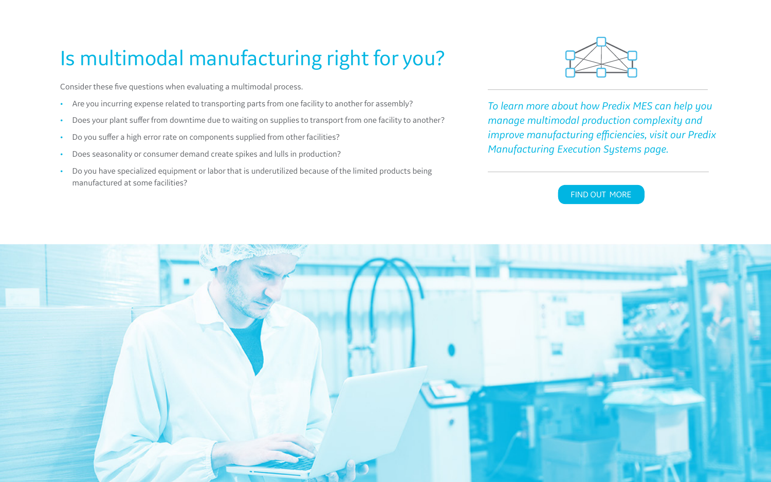# Is multimodal manufacturing right for you?

Consider these five questions when evaluating a multimodal process.

- Are you incurring expense related to transporting parts from one facility to another for assembly?
- Does your plant suffer from downtime due to waiting on supplies to transport from one facility to another?
- Do you suffer a high error rate on components supplied from other facilities?
- Does seasonality or consumer demand create spikes and lulls in production?
- Do you have specialized equipment or labor that is underutilized because of the limited products being manufactured at some facilities?

*To learn more about how Predix MES can help you manage multimodal production complexity and improve manufacturing efficiencies, visit our Predix Manufacturing Execution Systems page.*

FIND OUT MORE